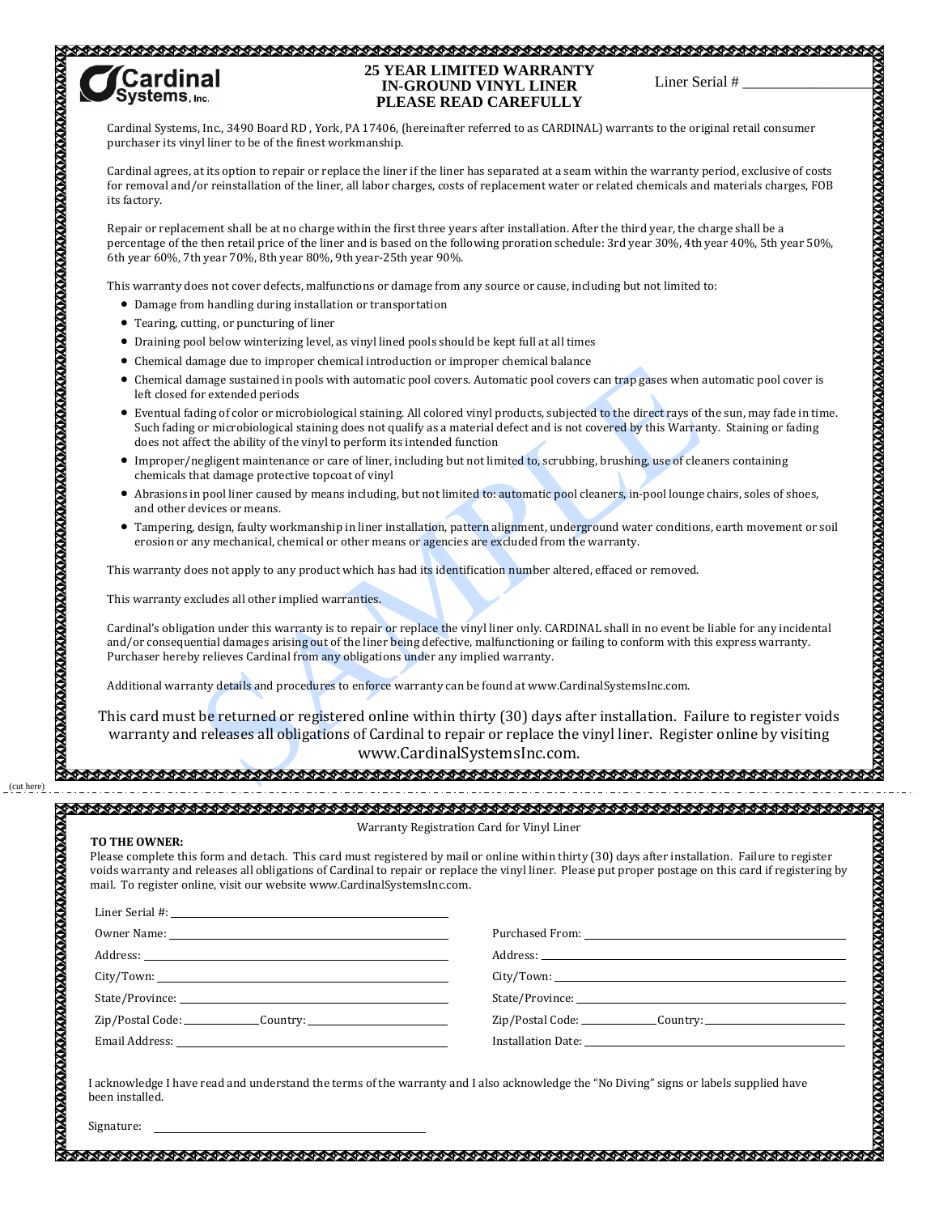Cardinal Systems, Inc.

# 25 YEAR LIMITED WARRANTY
## IN-GROUND VINYL LINER
## PLEASE READ CAREFULLY

Liner Serial # ________________

Cardinal Systems, Inc., 3490 Board RD , York, PA 17406, (hereinafter referred to as CARDINAL) warrants to the original retail consumer purchaser its vinyl liner to be of the finest workmanship.

Cardinal agrees, at its option to repair or replace the liner if the liner has separated at a seam within the warranty period, exclusive of costs for removal and/or reinstallation of the liner, all labor charges, costs of replacement water or related chemicals and materials charges, FOB its factory.

Repair or replacement shall be at no charge within the first three years after installation. After the third year, the charge shall be a percentage of the then retail price of the liner and is based on the following proration schedule: 3rd year 30%, 4th year 40%, 5th year 50%, 6th year 60%, 7th year 70%, 8th year 80%, 9th year-25th year 90%.

This warranty does not cover defects, malfunctions or damage from any source or cause, including but not limited to:

- Damage from handling during installation or transportation
- Tearing, cutting, or puncturing of liner
- Draining pool below winterizing level, as vinyl lined pools should be kept full at all times
- Chemical damage due to improper chemical introduction or improper chemical balance
- Chemical damage sustained in pools with automatic pool covers. Automatic pool covers can trap gases when automatic pool cover is left closed for extended periods
- Eventual fading of color or microbiological staining. All colored vinyl products, subjected to the direct rays of the sun, may fade in time. Such fading or microbiological staining does not qualify as a material defect and is not covered by this Warranty. Staining or fading does not affect the ability of the vinyl to perform its intended function
- Improper/negligent maintenance or care of liner, including but not limited to, scrubbing, brushing, use of cleaners containing chemicals that damage protective topcoat of vinyl
- Abrasions in pool liner caused by means including, but not limited to: automatic pool cleaners, in-pool lounge chairs, soles of shoes, and other devices or means.
- Tampering, design, faulty workmanship in liner installation, pattern alignment, underground water conditions, earth movement or soil erosion or any mechanical, chemical or other means or agencies are excluded from the warranty.

This warranty does not apply to any product which has had its identification number altered, effaced or removed.

This warranty excludes all other implied warranties.

Cardinal's obligation under this warranty is to repair or replace the vinyl liner only. CARDINAL shall in no event be liable for any incidental and/or consequential damages arising out of the liner being defective, malfunctioning or failing to conform with this express warranty. Purchaser hereby relieves Cardinal from any obligations under any implied warranty.

Additional warranty details and procedures to enforce warranty can be found at www.CardinalSystemsInc.com.

This card must be returned or registered online within thirty (30) days after installation. Failure to register voids warranty and releases all obligations of Cardinal to repair or replace the vinyl liner. Register online by visiting www.CardinalSystemsInc.com.

(cut here)

Warranty Registration Card for Vinyl Liner

**TO THE OWNER:**

Please complete this form and detach. This card must registered by mail or online within thirty (30) days after installation. Failure to register voids warranty and releases all obligations of Cardinal to repair or replace the vinyl liner. Please put proper postage on this card if registering by mail. To register online, visit our website www.CardinalSystemsInc.com.

Liner Serial #: ________________

| | |
|---|---|
| Owner Name: ________________ | Purchased From: ________________ |
| Address: ________________ | Address: ________________ |
| City/Town: ________________ | City/Town: ________________ |
| State/Province: ________________ | State/Province: ________________ |
| Zip/Postal Code: ________ Country: ________ | Zip/Postal Code: ________ Country: ________ |
| Email Address: ________________ | Installation Date: ________________ |

I acknowledge I have read and understand the terms of the warranty and I also acknowledge the "No Diving" signs or labels supplied have been installed.

Signature: ________________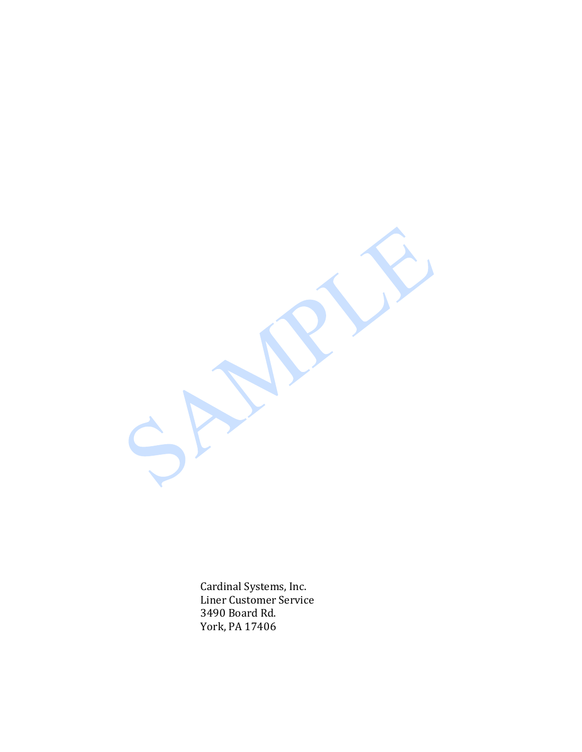SAMPLE

Cardinal Systems, Inc.
Liner Customer Service
3490 Board Rd.
York, PA 17406